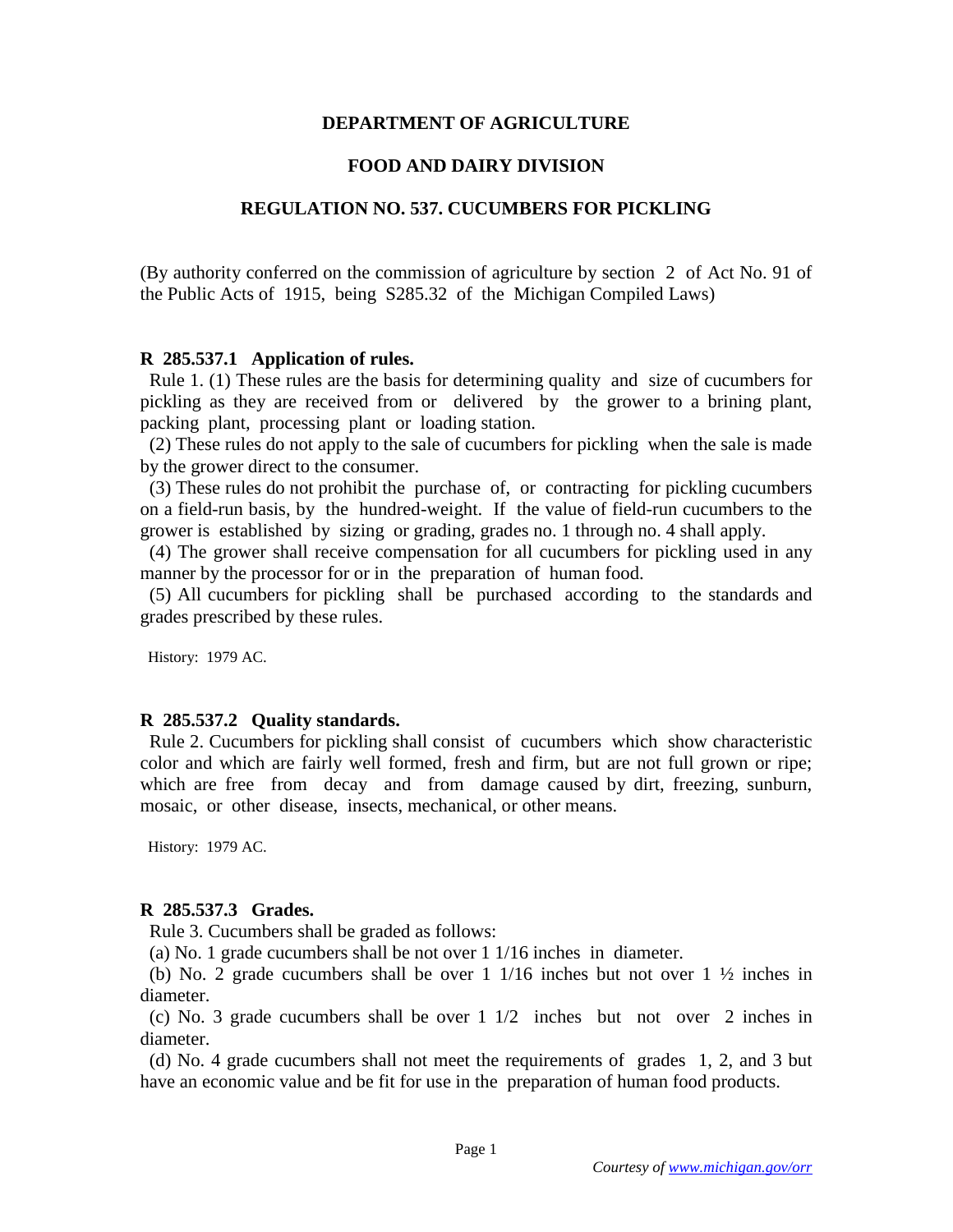**DEPARTMENT OF AGRICULTURE**

**FOOD AND DAIRY DIVISION**

**REGULATION NO. 537. CUCUMBERS FOR PICKLING**

(By authority conferred on the commission of agriculture by section 2 of Act No. 91 of the Public Acts of 1915, being S285.32 of the Michigan Compiled Laws)

**R 285.537.1 Application of rules.**

Rule 1. (1) These rules are the basis for determining quality and size of cucumbers for pickling as they are received from or delivered by the grower to a brining plant, packing plant, processing plant or loading station.

(2) These rules do not apply to the sale of cucumbers for pickling when the sale is made by the grower direct to the consumer.

(3) These rules do not prohibit the purchase of, or contracting for pickling cucumbers on a field-run basis, by the hundred-weight. If the value of field-run cucumbers to the grower is established by sizing or grading, grades no. 1 through no. 4 shall apply.

(4) The grower shall receive compensation for all cucumbers for pickling used in any manner by the processor for or in the preparation of human food.

(5) All cucumbers for pickling shall be purchased according to the standards and grades prescribed by these rules.

History: 1979 AC.

**R 285.537.2 Quality standards.**

Rule 2. Cucumbers for pickling shall consist of cucumbers which show characteristic color and which are fairly well formed, fresh and firm, but are not full grown or ripe; which are free from decay and from damage caused by dirt, freezing, sunburn, mosaic, or other disease, insects, mechanical, or other means.

History: 1979 AC.

**R 285.537.3 Grades.**

Rule 3. Cucumbers shall be graded as follows:

(a) No. 1 grade cucumbers shall be not over 1 1/16 inches in diameter.

(b) No. 2 grade cucumbers shall be over 1 1/16 inches but not over 1 ½ inches in diameter.

(c) No. 3 grade cucumbers shall be over 1 1/2 inches but not over 2 inches in diameter.

(d) No. 4 grade cucumbers shall not meet the requirements of grades 1, 2, and 3 but have an economic value and be fit for use in the preparation of human food products.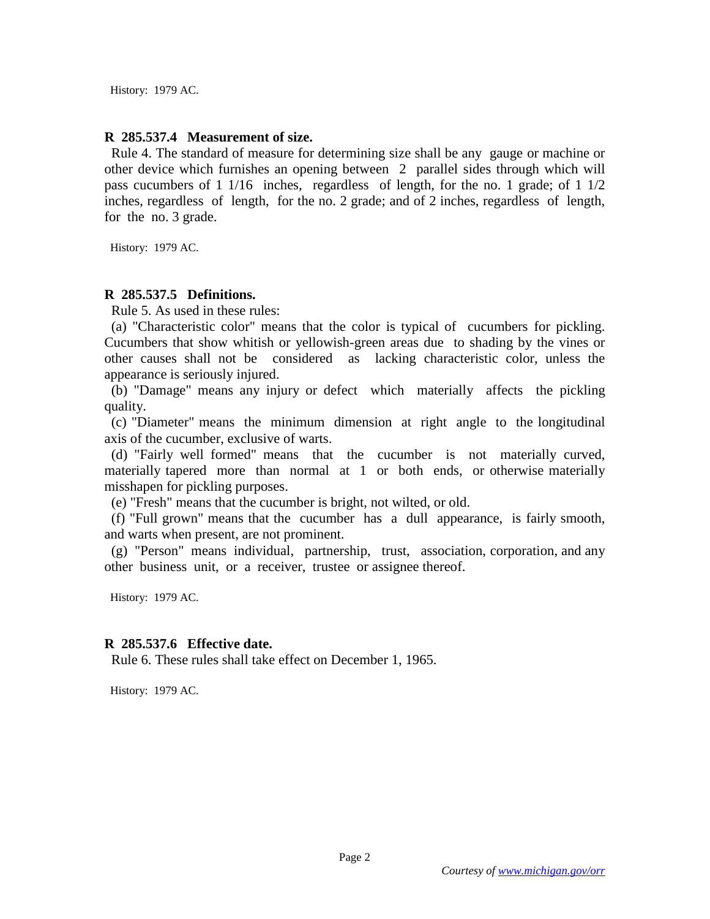History: 1979 AC.

**R 285.537.4 Measurement of size.**

Rule 4. The standard of measure for determining size shall be any gauge or machine or other device which furnishes an opening between 2 parallel sides through which will pass cucumbers of 1 1/16 inches, regardless of length, for the no. 1 grade; of 1 1/2 inches, regardless of length, for the no. 2 grade; and of 2 inches, regardless of length, for the no. 3 grade.

History: 1979 AC.

**R 285.537.5 Definitions.**

Rule 5. As used in these rules:

(a) "Characteristic color" means that the color is typical of cucumbers for pickling. Cucumbers that show whitish or yellowish-green areas due to shading by the vines or other causes shall not be considered as lacking characteristic color, unless the appearance is seriously injured.

(b) "Damage" means any injury or defect which materially affects the pickling quality.

(c) "Diameter" means the minimum dimension at right angle to the longitudinal axis of the cucumber, exclusive of warts.

(d) "Fairly well formed" means that the cucumber is not materially curved, materially tapered more than normal at 1 or both ends, or otherwise materially misshapen for pickling purposes.

(e) "Fresh" means that the cucumber is bright, not wilted, or old.

(f) "Full grown" means that the cucumber has a dull appearance, is fairly smooth, and warts when present, are not prominent.

(g) "Person" means individual, partnership, trust, association, corporation, and any other business unit, or a receiver, trustee or assignee thereof.

History: 1979 AC.

**R 285.537.6 Effective date.**

Rule 6. These rules shall take effect on December 1, 1965.

History: 1979 AC.